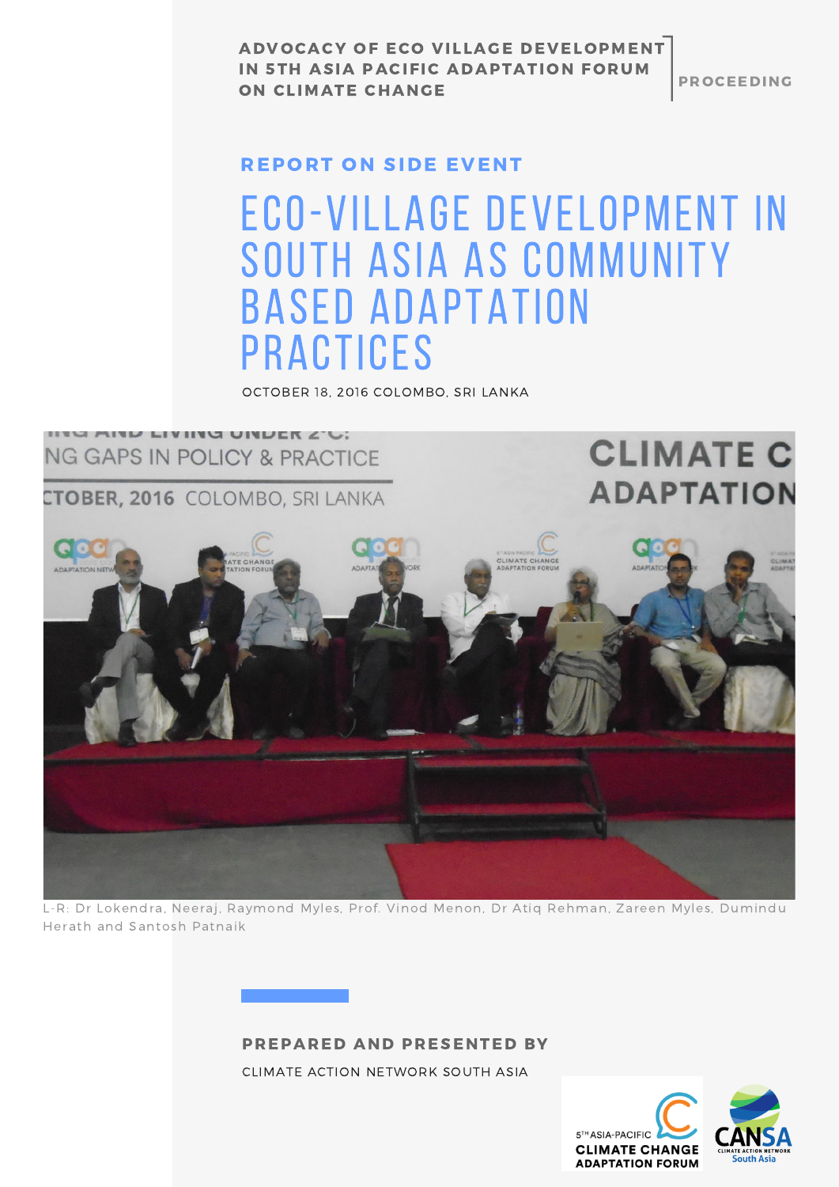**ADVOCACY OF ECO VILLAGE DEVELOPMENT IN 5TH ASIA PACIFIC ADAPTATION FORUM ON CLIMATE CHANGE**

**PROCEEDING**

## REPORT ON SIDE EVENT

# ECO-VILLAGE DEVELOPMENT IN SOUTH ASIA AS COMMUNITY BASED ADAPTATION PRACTICES

OCTOBER 18, 2016 COLOMBO, SRI LANKA

L-R: Dr Lokendra, Neeraj, Raymond Myles, Prof. Vinod Menon, Dr Atiq Rehman, Zareen Myles, Dumindu Herath and Santosh Patnaik

**PREPARED AND PRESENTED BY**

CLIMATE ACTION NETWORK SOUTH ASIA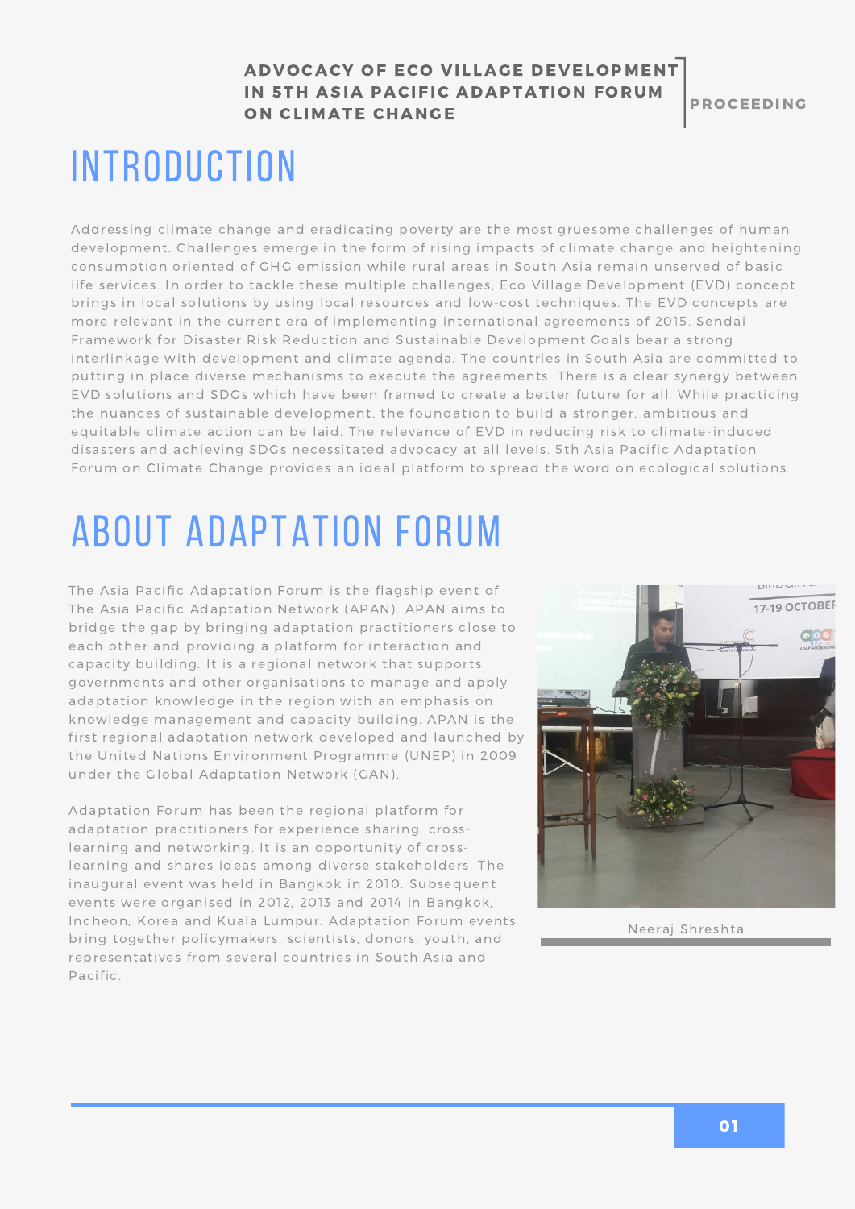# INTRODUCTION

Addressing climate change and eradicating poverty are the most gruesome challenges of human development. Challenges emerge in the form of rising impacts of climate change and heightening consumption oriented of GHG emission while rural areas in South Asia remain unserved of basic life services. In order to tackle these multiple challenges, Eco Village Development (EVD) concept brings in local solutions by using local resources and low-cost techniques. The EVD concepts are more relevant in the current era of implementing international agreements of 2015. Sendai Framework for Disaster Risk Reduction and Sustainable Development Goals bear a strong interlinkage with development and climate agenda. The countries in South Asia are committed to putting in place diverse mechanisms to execute the agreements. There is a clear synergy between EVD solutions and SDGs which have been framed to create a better future for all. While practicing the nuances of sustainable development, the foundation to build a stronger, ambitious and equitable climate action can be laid. The relevance of EVD in reducing risk to climate-induced disasters and achieving SDGs necessitated advocacy at all levels. 5th Asia Pacific Adaptation Forum on Climate Change provides an ideal platform to spread the word on ecological solutions.

# ABOUT ADAPTATION FORUM

The Asia Pacific Adaptation Forum is the flagship event of The Asia Pacific Adaptation Network (APAN). APAN aims to bridge the gap by bringing adaptation practitioners close to each other and providing a platform for interaction and capacity building. It is a regional network that supports governments and other organisations to manage and apply adaptation knowledge in the region with an emphasis on knowledge management and capacity building. APAN is the first regional adaptation network developed and launched by the United Nations Environment Programme (UNEP) in 2009 under the Global Adaptation Network (GAN).

Adaptation Forum has been the regional platform for adaptation practitioners for experience sharing, cross-learning and networking. It is an opportunity of cross-learning and shares ideas among diverse stakeholders. The inaugural event was held in Bangkok in 2010. Subsequent events were organised in 2012, 2013 and 2014 in Bangkok, Incheon, Korea and Kuala Lumpur. Adaptation Forum events bring together policymakers, scientists, donors, youth, and representatives from several countries in South Asia and Pacific.

Neeraj Shreshta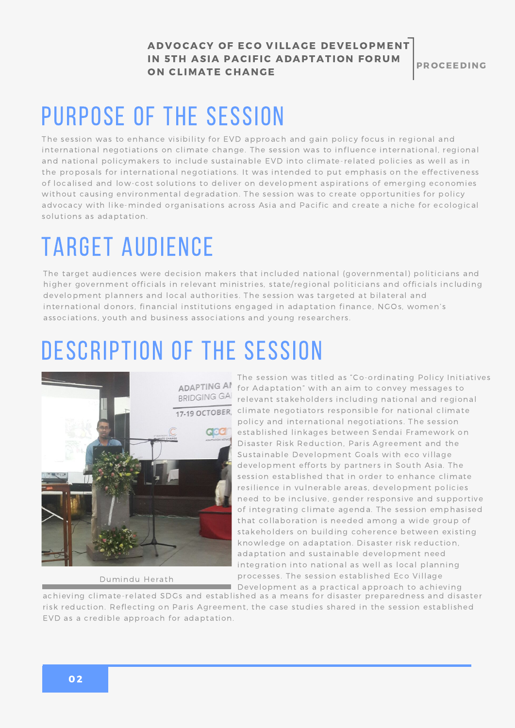## PURPOSE OF THE SESSION

The session was to enhance visibility for EVD approach and gain policy focus in regional and international negotiations on climate change. The session was to influence international, regional and national policymakers to include sustainable EVD into climate-related policies as well as in the proposals for international negotiations. It was intended to put emphasis on the effectiveness of localised and low-cost solutions to deliver on development aspirations of emerging economies without causing environmental degradation. The session was to create opportunities for policy advocacy with like-minded organisations across Asia and Pacific and create a niche for ecological solutions as adaptation.

## TARGET AUDIENCE

The target audiences were decision makers that included national (governmental) politicians and higher government officials in relevant ministries, state/regional politicians and officials including development planners and local authorities. The session was targeted at bilateral and international donors, financial institutions engaged in adaptation finance, NGOs, women's associations, youth and business associations and young researchers.

## DESCRIPTION OF THE SESSION

Dumindu Herath

The session was titled as "Co-ordinating Policy Initiatives for Adaptation" with an aim to convey messages to relevant stakeholders including national and regional climate negotiators responsible for national climate policy and international negotiations. The session established linkages between Sendai Framework on Disaster Risk Reduction, Paris Agreement and the Sustainable Development Goals with eco village development efforts by partners in South Asia. The session established that in order to enhance climate resilience in vulnerable areas, development policies need to be inclusive, gender responsive and supportive of integrating climate agenda. The session emphasised that collaboration is needed among a wide group of stakeholders on building coherence between existing knowledge on adaptation. Disaster risk reduction, adaptation and sustainable development need integration into national as well as local planning processes. The session established Eco Village Development as a practical approach to achieving achieving climate-related SDGs and established as a means for disaster preparedness and disaster risk reduction. Reflecting on Paris Agreement, the case studies shared in the session established EVD as a credible approach for adaptation.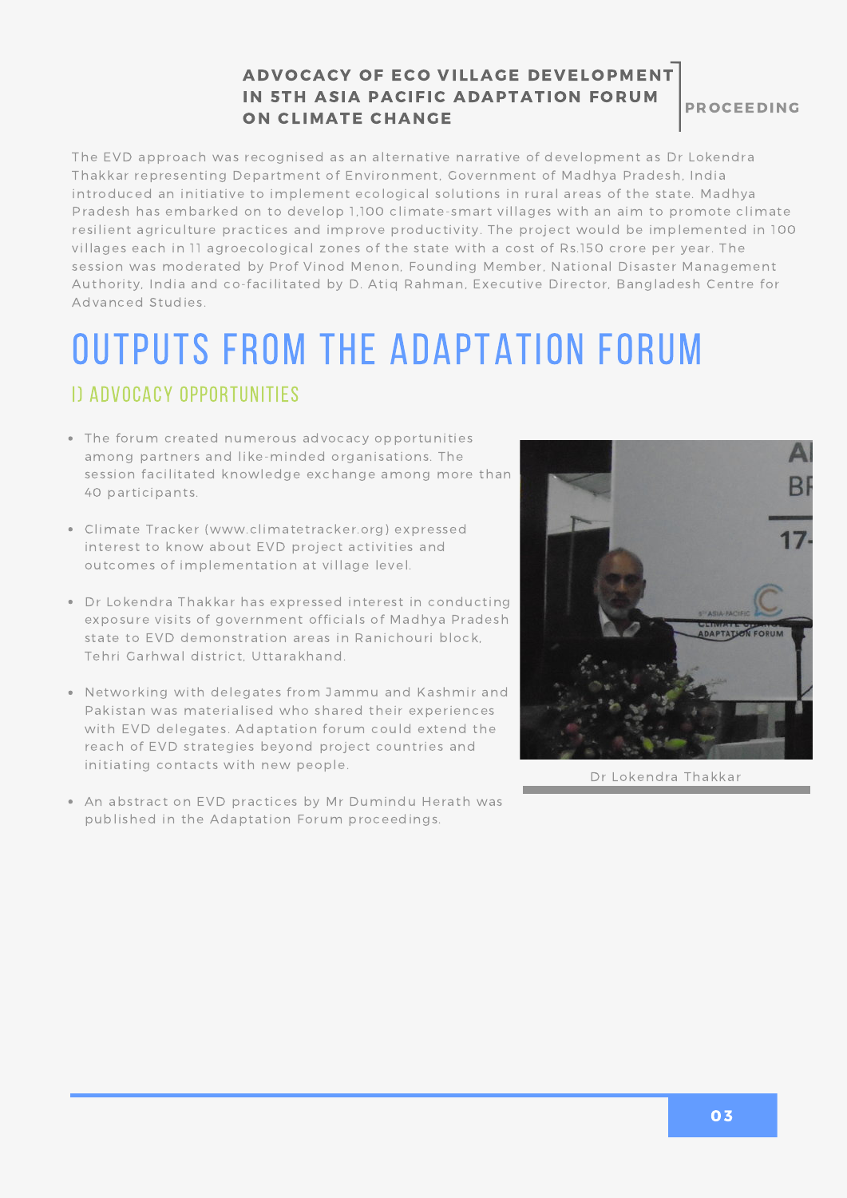The EVD approach was recognised as an alternative narrative of development as Dr Lokendra Thakkar representing Department of Environment, Government of Madhya Pradesh, India introduced an initiative to implement ecological solutions in rural areas of the state. Madhya Pradesh has embarked on to develop 1,100 climate-smart villages with an aim to promote climate resilient agriculture practices and improve productivity. The project would be implemented in 100 villages each in 11 agroecological zones of the state with a cost of Rs.150 crore per year. The session was moderated by Prof Vinod Menon, Founding Member, National Disaster Management Authority, India and co-facilitated by D. Atiq Rahman, Executive Director, Bangladesh Centre for Advanced Studies.

# OUTPUTS FROM THE ADAPTATION FORUM

## I) ADVOCACY OPPORTUNITIES

- The forum created numerous advocacy opportunities among partners and like-minded organisations. The session facilitated knowledge exchange among more than 40 participants.
- Climate Tracker (www.climatetracker.org) expressed interest to know about EVD project activities and outcomes of implementation at village level.
- Dr Lokendra Thakkar has expressed interest in conducting exposure visits of government officials of Madhya Pradesh state to EVD demonstration areas in Ranichouri block, Tehri Garhwal district, Uttarakhand.
- Networking with delegates from Jammu and Kashmir and Pakistan was materialised who shared their experiences with EVD delegates. Adaptation forum could extend the reach of EVD strategies beyond project countries and initiating contacts with new people.
- An abstract on EVD practices by Mr Dumindu Herath was published in the Adaptation Forum proceedings.

Dr Lokendra Thakkar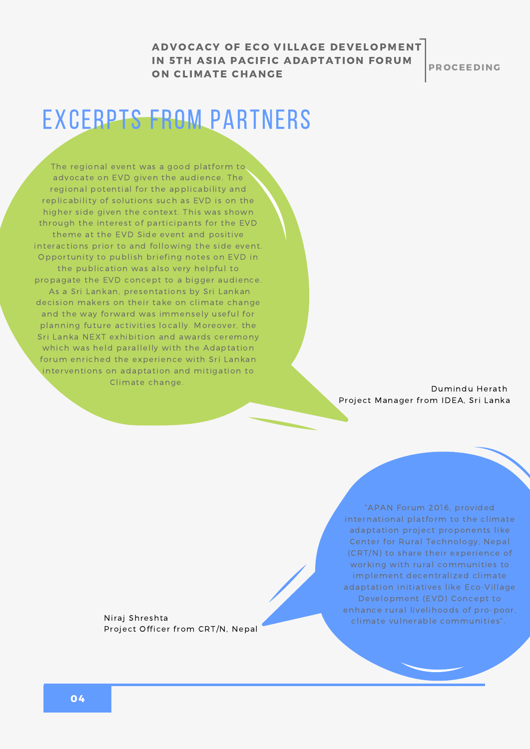# EXCERPTS FROM PARTNERS

The regional event was a good platform to advocate on EVD given the audience. The regional potential for the applicability and replicability of solutions such as EVD is on the higher side given the context. This was shown through the interest of participants for the EVD theme at the EVD Side event and positive interactions prior to and following the side event. Opportunity to publish briefing notes on EVD in the publication was also very helpful to propagate the EVD concept to a bigger audience. As a Sri Lankan, presentations by Sri Lankan decision makers on their take on climate change and the way forward was immensely useful for planning future activities locally. Moreover, the Sri Lanka NEXT exhibition and awards ceremony which was held parallelly with the Adaptation forum enriched the experience with Sri Lankan interventions on adaptation and mitigation to Climate change.

Dumindu Herath
Project Manager from IDEA, Sri Lanka

"APAN Forum 2016, provided international platform to the climate adaptation project proponents like Center for Rural Technology, Nepal (CRT/N) to share their experience of working with rural communities to implement decentralized climate adaptation initiatives like Eco-Village Development (EVD) Concept to enhance rural livelihoods of pro-poor, climate vulnerable communities".

Niraj Shreshta
Project Officer from CRT/N, Nepal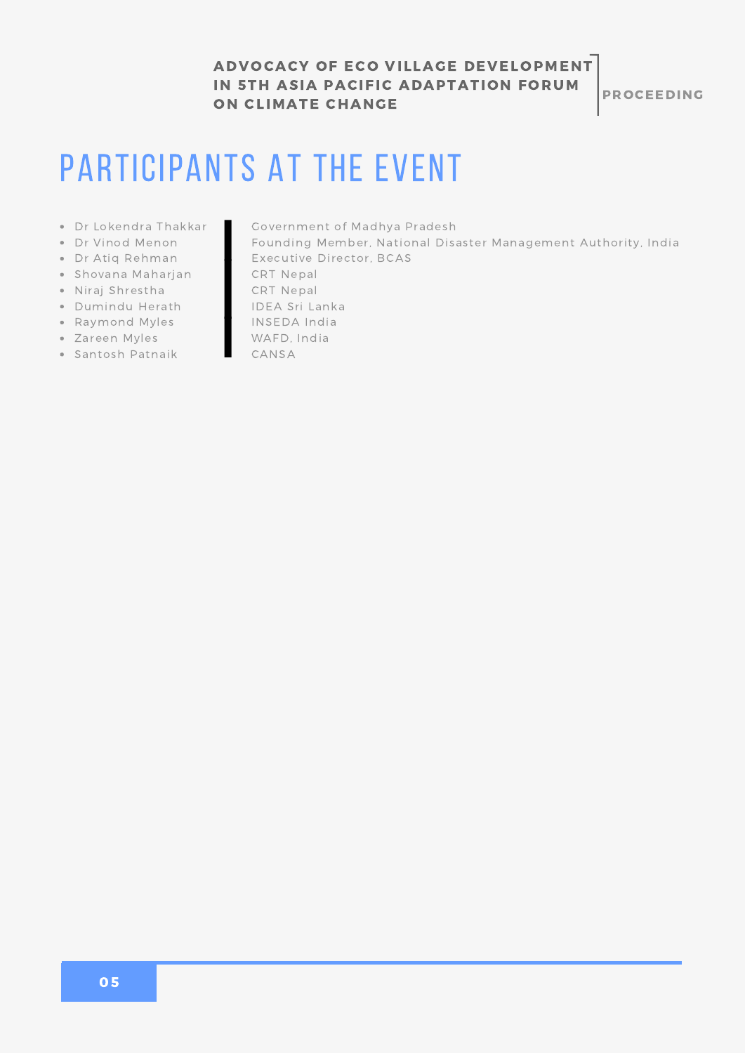# PARTICIPANTS AT THE EVENT

- Dr Lokendra Thakkar — Government of Madhya Pradesh
- Dr Vinod Menon — Founding Member, National Disaster Management Authority, India
- Dr Atiq Rehman — Executive Director, BCAS
- Shovana Maharjan — CRT Nepal
- Niraj Shrestha — CRT Nepal
- Dumindu Herath — IDEA Sri Lanka
- Raymond Myles — INSEDA India
- Zareen Myles — WAFD, India
- Santosh Patnaik — CANSA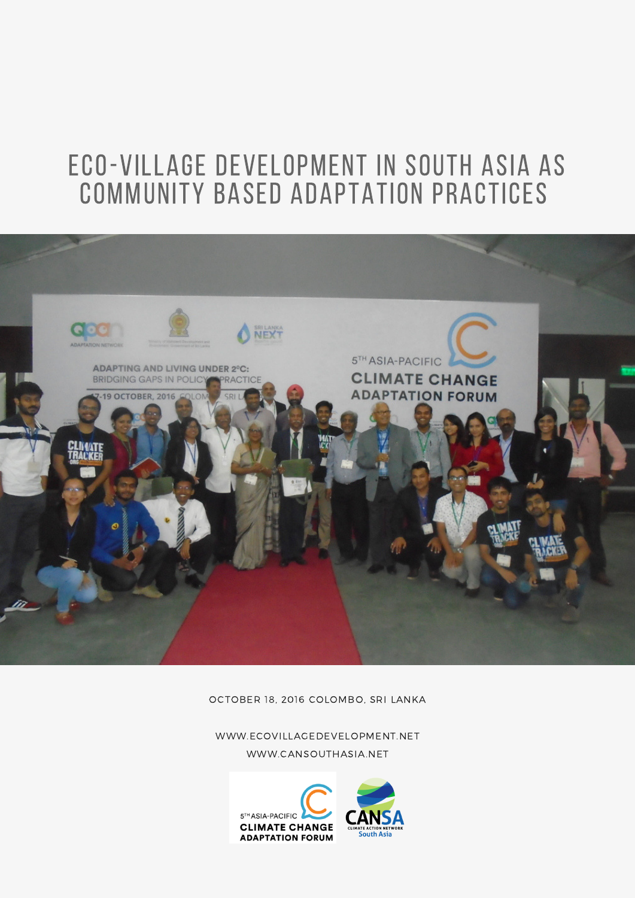# ECO-VILLAGE DEVELOPMENT IN SOUTH ASIA AS COMMUNITY BASED ADAPTATION PRACTICES

OCTOBER 18, 2016 COLOMBO, SRI LANKA

WWW.ECOVILLAGEDEVELOPMENT.NET

WWW.CANSOUTHASIA.NET